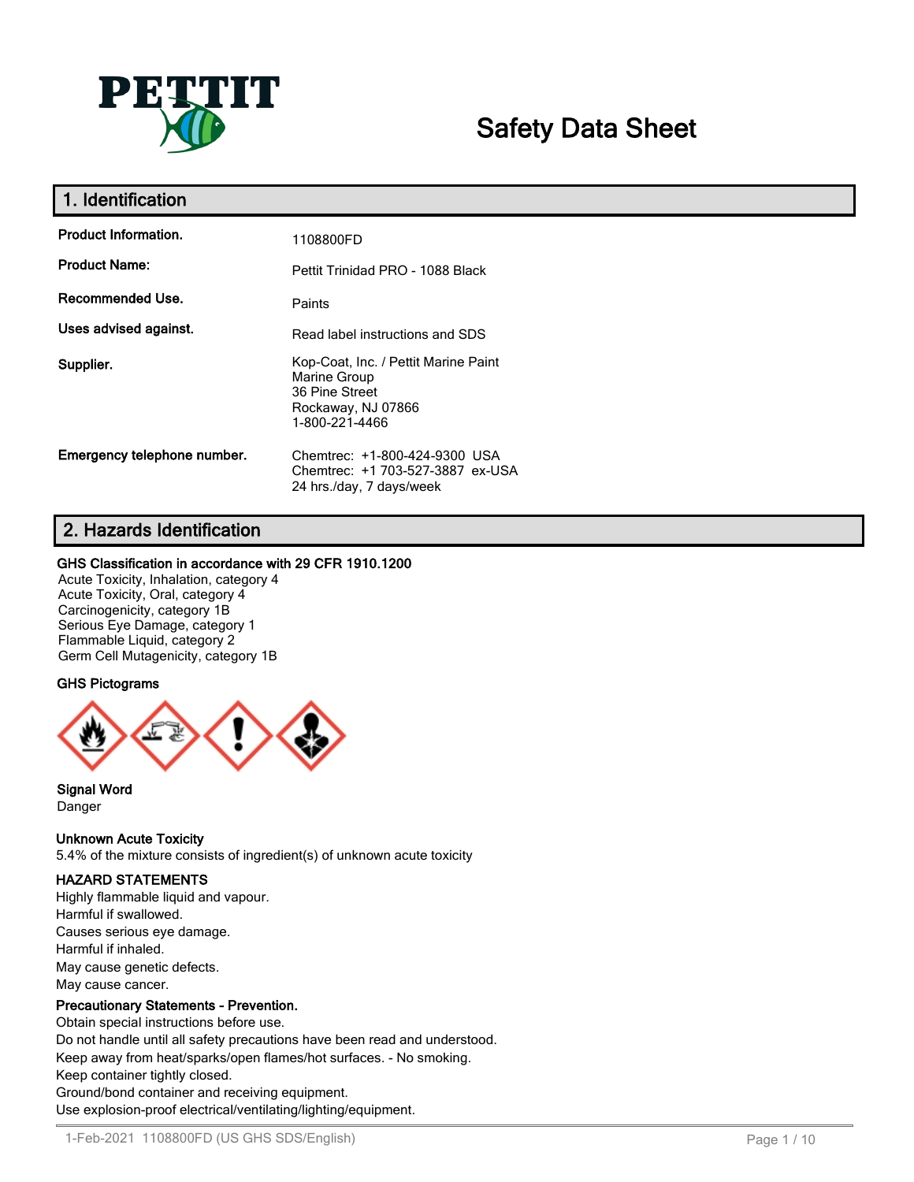# Safety Data Sheet

## 1. Identification

| | |
|---|---|
| **Product Information.** | 1108800FD |
| **Product Name:** | Pettit Trinidad PRO - 1088 Black |
| **Recommended Use.** | Paints |
| **Uses advised against.** | Read label instructions and SDS |
| **Supplier.** | Kop-Coat, Inc. / Pettit Marine Paint<br>Marine Group<br>36 Pine Street<br>Rockaway, NJ 07866<br>1-800-221-4466 |
| **Emergency telephone number.** | Chemtrec: +1-800-424-9300 USA<br>Chemtrec: +1 703-527-3887 ex-USA<br>24 hrs./day, 7 days/week |

## 2. Hazards Identification

**GHS Classification in accordance with 29 CFR 1910.1200**

Acute Toxicity, Inhalation, category 4
Acute Toxicity, Oral, category 4
Carcinogenicity, category 1B
Serious Eye Damage, category 1
Flammable Liquid, category 2
Germ Cell Mutagenicity, category 1B

**GHS Pictograms**

**Signal Word**
Danger

**Unknown Acute Toxicity**
5.4% of the mixture consists of ingredient(s) of unknown acute toxicity

**HAZARD STATEMENTS**

Highly flammable liquid and vapour.
Harmful if swallowed.
Causes serious eye damage.
Harmful if inhaled.
May cause genetic defects.
May cause cancer.

**Precautionary Statements - Prevention.**

Obtain special instructions before use.
Do not handle until all safety precautions have been read and understood.
Keep away from heat/sparks/open flames/hot surfaces. - No smoking.
Keep container tightly closed.
Ground/bond container and receiving equipment.
Use explosion-proof electrical/ventilating/lighting/equipment.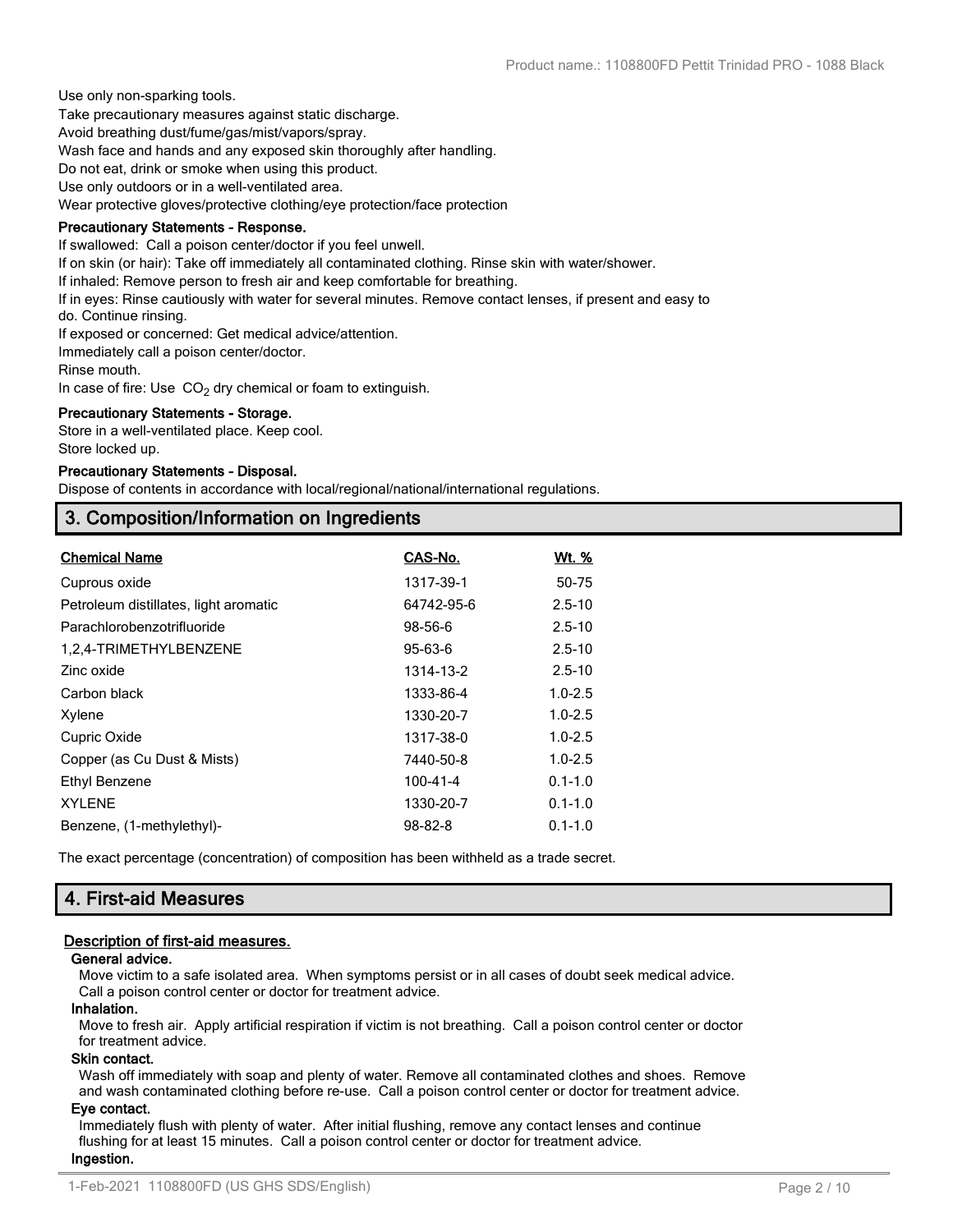Use only non-sparking tools.
Take precautionary measures against static discharge.
Avoid breathing dust/fume/gas/mist/vapors/spray.
Wash face and hands and any exposed skin thoroughly after handling.
Do not eat, drink or smoke when using this product.
Use only outdoors or in a well-ventilated area.
Wear protective gloves/protective clothing/eye protection/face protection

**Precautionary Statements - Response.**

If swallowed: Call a poison center/doctor if you feel unwell.
If on skin (or hair): Take off immediately all contaminated clothing. Rinse skin with water/shower.
If inhaled: Remove person to fresh air and keep comfortable for breathing.
If in eyes: Rinse cautiously with water for several minutes. Remove contact lenses, if present and easy to do. Continue rinsing.
If exposed or concerned: Get medical advice/attention.
Immediately call a poison center/doctor.
Rinse mouth.
In case of fire: Use $CO_2$ dry chemical or foam to extinguish.

**Precautionary Statements - Storage.**

Store in a well-ventilated place. Keep cool.
Store locked up.

**Precautionary Statements - Disposal.**

Dispose of contents in accordance with local/regional/national/international regulations.

## 3. Composition/Information on Ingredients

| Chemical Name | CAS-No. | Wt. % |
|---|---|---|
| Cuprous oxide | 1317-39-1 | 50-75 |
| Petroleum distillates, light aromatic | 64742-95-6 | 2.5-10 |
| Parachlorobenzotrifluoride | 98-56-6 | 2.5-10 |
| 1,2,4-TRIMETHYLBENZENE | 95-63-6 | 2.5-10 |
| Zinc oxide | 1314-13-2 | 2.5-10 |
| Carbon black | 1333-86-4 | 1.0-2.5 |
| Xylene | 1330-20-7 | 1.0-2.5 |
| Cupric Oxide | 1317-38-0 | 1.0-2.5 |
| Copper (as Cu Dust & Mists) | 7440-50-8 | 1.0-2.5 |
| Ethyl Benzene | 100-41-4 | 0.1-1.0 |
| XYLENE | 1330-20-7 | 0.1-1.0 |
| Benzene, (1-methylethyl)- | 98-82-8 | 0.1-1.0 |

The exact percentage (concentration) of composition has been withheld as a trade secret.

## 4. First-aid Measures

### Description of first-aid measures.

**General advice.**

Move victim to a safe isolated area. When symptoms persist or in all cases of doubt seek medical advice. Call a poison control center or doctor for treatment advice.

**Inhalation.**

Move to fresh air. Apply artificial respiration if victim is not breathing. Call a poison control center or doctor for treatment advice.

**Skin contact.**

Wash off immediately with soap and plenty of water. Remove all contaminated clothes and shoes. Remove and wash contaminated clothing before re-use. Call a poison control center or doctor for treatment advice.

**Eye contact.**

Immediately flush with plenty of water. After initial flushing, remove any contact lenses and continue flushing for at least 15 minutes. Call a poison control center or doctor for treatment advice.

**Ingestion.**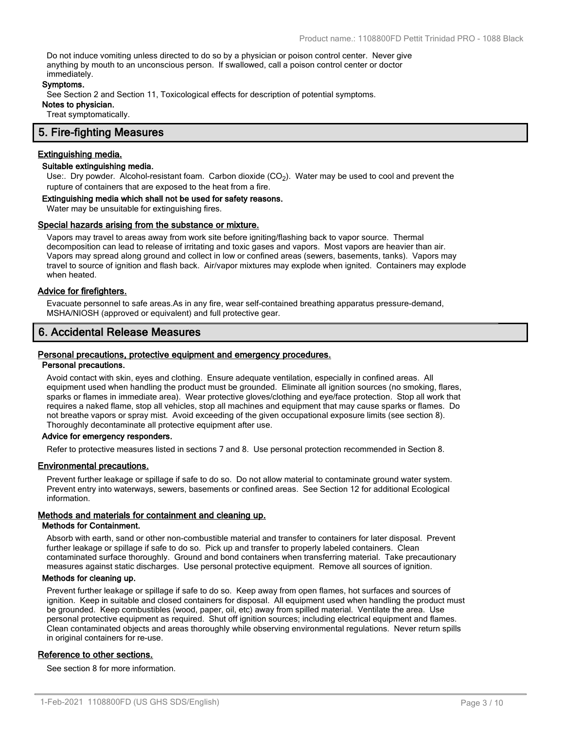Do not induce vomiting unless directed to do so by a physician or poison control center. Never give anything by mouth to an unconscious person. If swallowed, call a poison control center or doctor immediately.

**Symptoms.**

See Section 2 and Section 11, Toxicological effects for description of potential symptoms.

**Notes to physician.**

Treat symptomatically.

## 5. Fire-fighting Measures

### Extinguishing media.

**Suitable extinguishing media.**

Use:. Dry powder. Alcohol-resistant foam. Carbon dioxide ($CO_2$). Water may be used to cool and prevent the rupture of containers that are exposed to the heat from a fire.

**Extinguishing media which shall not be used for safety reasons.**

Water may be unsuitable for extinguishing fires.

### Special hazards arising from the substance or mixture.

Vapors may travel to areas away from work site before igniting/flashing back to vapor source. Thermal decomposition can lead to release of irritating and toxic gases and vapors. Most vapors are heavier than air. Vapors may spread along ground and collect in low or confined areas (sewers, basements, tanks). Vapors may travel to source of ignition and flash back. Air/vapor mixtures may explode when ignited. Containers may explode when heated.

### Advice for firefighters.

Evacuate personnel to safe areas.As in any fire, wear self-contained breathing apparatus pressure-demand, MSHA/NIOSH (approved or equivalent) and full protective gear.

## 6. Accidental Release Measures

### Personal precautions, protective equipment and emergency procedures.

**Personal precautions.**

Avoid contact with skin, eyes and clothing. Ensure adequate ventilation, especially in confined areas. All equipment used when handling the product must be grounded. Eliminate all ignition sources (no smoking, flares, sparks or flames in immediate area). Wear protective gloves/clothing and eye/face protection. Stop all work that requires a naked flame, stop all vehicles, stop all machines and equipment that may cause sparks or flames. Do not breathe vapors or spray mist. Avoid exceeding of the given occupational exposure limits (see section 8). Thoroughly decontaminate all protective equipment after use.

**Advice for emergency responders.**

Refer to protective measures listed in sections 7 and 8. Use personal protection recommended in Section 8.

### Environmental precautions.

Prevent further leakage or spillage if safe to do so. Do not allow material to contaminate ground water system. Prevent entry into waterways, sewers, basements or confined areas. See Section 12 for additional Ecological information.

### Methods and materials for containment and cleaning up.

**Methods for Containment.**

Absorb with earth, sand or other non-combustible material and transfer to containers for later disposal. Prevent further leakage or spillage if safe to do so. Pick up and transfer to properly labeled containers. Clean contaminated surface thoroughly. Ground and bond containers when transferring material. Take precautionary measures against static discharges. Use personal protective equipment. Remove all sources of ignition.

**Methods for cleaning up.**

Prevent further leakage or spillage if safe to do so. Keep away from open flames, hot surfaces and sources of ignition. Keep in suitable and closed containers for disposal. All equipment used when handling the product must be grounded. Keep combustibles (wood, paper, oil, etc) away from spilled material. Ventilate the area. Use personal protective equipment as required. Shut off ignition sources; including electrical equipment and flames. Clean contaminated objects and areas thoroughly while observing environmental regulations. Never return spills in original containers for re-use.

### Reference to other sections.

See section 8 for more information.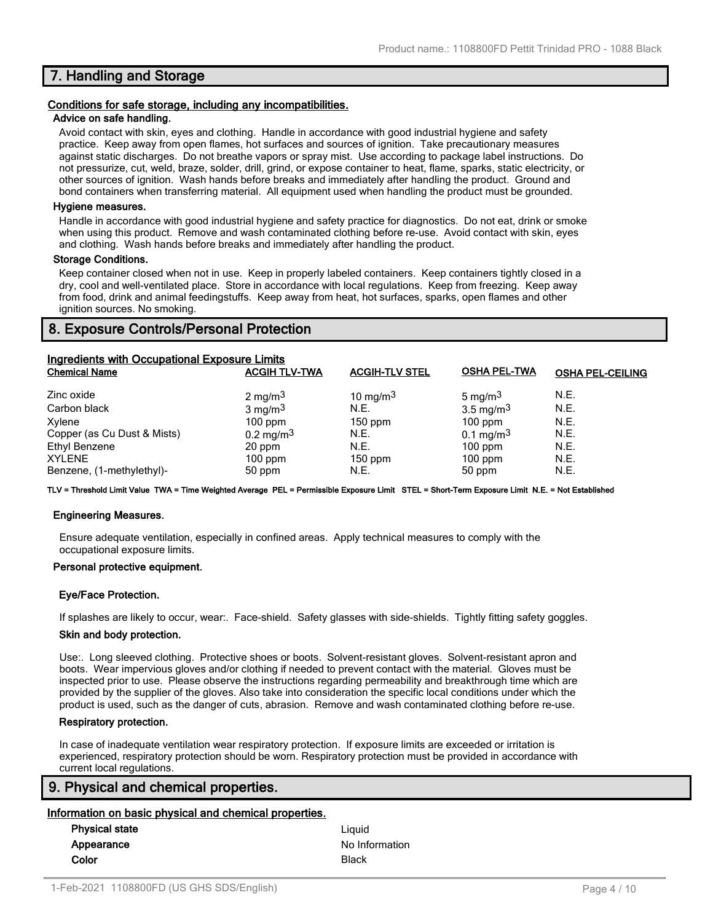## 7. Handling and Storage

**Conditions for safe storage, including any incompatibilities.**

**Advice on safe handling.**

Avoid contact with skin, eyes and clothing. Handle in accordance with good industrial hygiene and safety practice. Keep away from open flames, hot surfaces and sources of ignition. Take precautionary measures against static discharges. Do not breathe vapors or spray mist. Use according to package label instructions. Do not pressurize, cut, weld, braze, solder, drill, grind, or expose container to heat, flame, sparks, static electricity, or other sources of ignition. Wash hands before breaks and immediately after handling the product. Ground and bond containers when transferring material. All equipment used when handling the product must be grounded.

**Hygiene measures.**

Handle in accordance with good industrial hygiene and safety practice for diagnostics. Do not eat, drink or smoke when using this product. Remove and wash contaminated clothing before re-use. Avoid contact with skin, eyes and clothing. Wash hands before breaks and immediately after handling the product.

**Storage Conditions.**

Keep container closed when not in use. Keep in properly labeled containers. Keep containers tightly closed in a dry, cool and well-ventilated place. Store in accordance with local regulations. Keep from freezing. Keep away from food, drink and animal feedingstuffs. Keep away from heat, hot surfaces, sparks, open flames and other ignition sources. No smoking.

## 8. Exposure Controls/Personal Protection

**Ingredients with Occupational Exposure Limits**

| Chemical Name | ACGIH TLV-TWA | ACGIH-TLV STEL | OSHA PEL-TWA | OSHA PEL-CEILING |
|---|---|---|---|---|
| Zinc oxide | 2 mg/m$^3$ | 10 mg/m$^3$ | 5 mg/m$^3$ | N.E. |
| Carbon black | 3 mg/m$^3$ | N.E. | 3.5 mg/m$^3$ | N.E. |
| Xylene | 100 ppm | 150 ppm | 100 ppm | N.E. |
| Copper (as Cu Dust & Mists) | 0.2 mg/m$^3$ | N.E. | 0.1 mg/m$^3$ | N.E. |
| Ethyl Benzene | 20 ppm | N.E. | 100 ppm | N.E. |
| XYLENE | 100 ppm | 150 ppm | 100 ppm | N.E. |
| Benzene, (1-methylethyl)- | 50 ppm | N.E. | 50 ppm | N.E. |

**TLV = Threshold Limit Value TWA = Time Weighted Average PEL = Permissible Exposure Limit STEL = Short-Term Exposure Limit N.E. = Not Established**

**Engineering Measures.**

Ensure adequate ventilation, especially in confined areas. Apply technical measures to comply with the occupational exposure limits.

**Personal protective equipment.**

**Eye/Face Protection.**

If splashes are likely to occur, wear:. Face-shield. Safety glasses with side-shields. Tightly fitting safety goggles.

**Skin and body protection.**

Use:. Long sleeved clothing. Protective shoes or boots. Solvent-resistant gloves. Solvent-resistant apron and boots. Wear impervious gloves and/or clothing if needed to prevent contact with the material. Gloves must be inspected prior to use. Please observe the instructions regarding permeability and breakthrough time which are provided by the supplier of the gloves. Also take into consideration the specific local conditions under which the product is used, such as the danger of cuts, abrasion. Remove and wash contaminated clothing before re-use.

**Respiratory protection.**

In case of inadequate ventilation wear respiratory protection. If exposure limits are exceeded or irritation is experienced, respiratory protection should be worn. Respiratory protection must be provided in accordance with current local regulations.

## 9. Physical and chemical properties.

**Information on basic physical and chemical properties.**

| | |
|---|---|
| **Physical state** | Liquid |
| **Appearance** | No Information |
| **Color** | Black |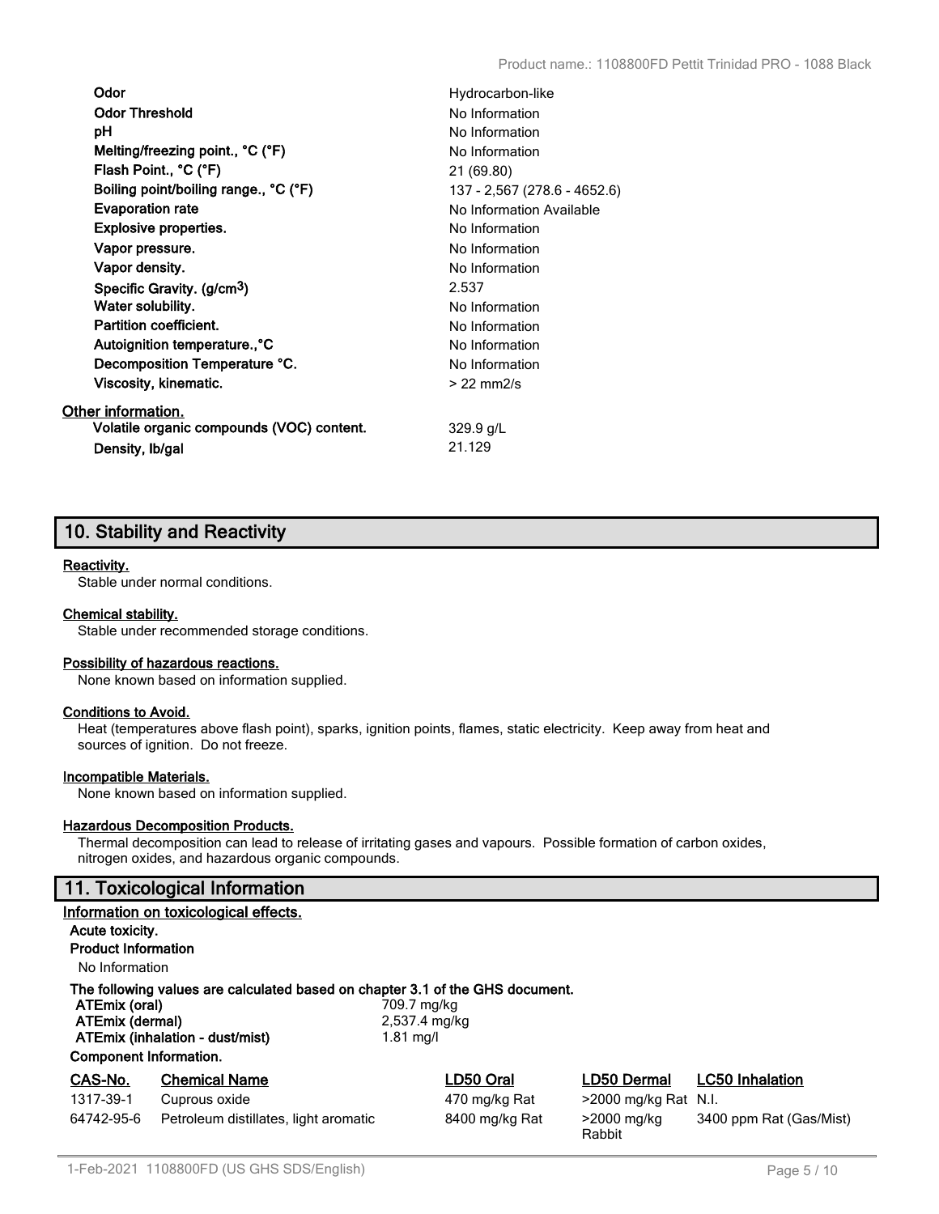| | |
|---|---|
| **Odor** | Hydrocarbon-like |
| **Odor Threshold** | No Information |
| **pH** | No Information |
| **Melting/freezing point., °C (°F)** | No Information |
| **Flash Point., °C (°F)** | 21 (69.80) |
| **Boiling point/boiling range., °C (°F)** | 137 - 2,567 (278.6 - 4652.6) |
| **Evaporation rate** | No Information Available |
| **Explosive properties.** | No Information |
| **Vapor pressure.** | No Information |
| **Vapor density.** | No Information |
| **Specific Gravity. (g/cm$^3$)** | 2.537 |
| **Water solubility.** | No Information |
| **Partition coefficient.** | No Information |
| **Autoignition temperature.,°C** | No Information |
| **Decomposition Temperature °C.** | No Information |
| **Viscosity, kinematic.** | > 22 mm2/s |

**Other information.**

| | |
|---|---|
| **Volatile organic compounds (VOC) content.** | 329.9 g/L |
| **Density, lb/gal** | 21.129 |

## 10. Stability and Reactivity

**Reactivity.**
Stable under normal conditions.

**Chemical stability.**
Stable under recommended storage conditions.

**Possibility of hazardous reactions.**
None known based on information supplied.

**Conditions to Avoid.**
Heat (temperatures above flash point), sparks, ignition points, flames, static electricity. Keep away from heat and sources of ignition. Do not freeze.

**Incompatible Materials.**
None known based on information supplied.

**Hazardous Decomposition Products.**
Thermal decomposition can lead to release of irritating gases and vapours. Possible formation of carbon oxides, nitrogen oxides, and hazardous organic compounds.

## 11. Toxicological Information

**Information on toxicological effects.**

**Acute toxicity.**

**Product Information**

No Information

**The following values are calculated based on chapter 3.1 of the GHS document.**

| | |
|---|---|
| **ATEmix (oral)** | 709.7 mg/kg |
| **ATEmix (dermal)** | 2,537.4 mg/kg |
| **ATEmix (inhalation - dust/mist)** | 1.81 mg/l |

**Component Information.**

| CAS-No. | Chemical Name | LD50 Oral | LD50 Dermal | LC50 Inhalation |
|---|---|---|---|---|
| 1317-39-1 | Cuprous oxide | 470 mg/kg Rat | >2000 mg/kg Rat | N.I. |
| 64742-95-6 | Petroleum distillates, light aromatic | 8400 mg/kg Rat | >2000 mg/kg Rabbit | 3400 ppm Rat (Gas/Mist) |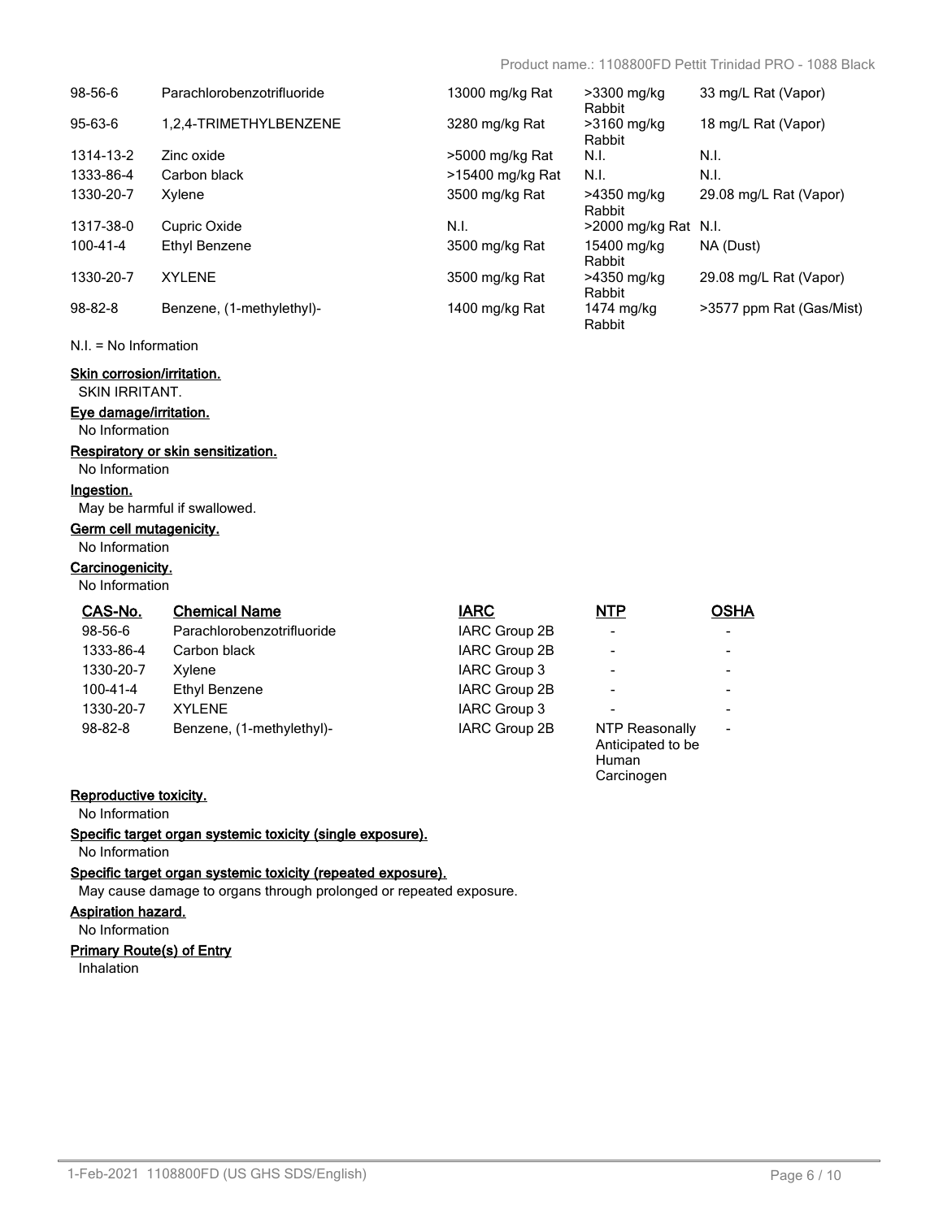| | | | | |
|---|---|---|---|---|
| 98-56-6 | Parachlorobenzotrifluoride | 13000 mg/kg Rat | >3300 mg/kg Rabbit | 33 mg/L Rat (Vapor) |
| 95-63-6 | 1,2,4-TRIMETHYLBENZENE | 3280 mg/kg Rat | >3160 mg/kg Rabbit | 18 mg/L Rat (Vapor) |
| 1314-13-2 | Zinc oxide | >5000 mg/kg Rat | N.I. | N.I. |
| 1333-86-4 | Carbon black | >15400 mg/kg Rat | N.I. | N.I. |
| 1330-20-7 | Xylene | 3500 mg/kg Rat | >4350 mg/kg Rabbit | 29.08 mg/L Rat (Vapor) |
| 1317-38-0 | Cupric Oxide | N.I. | >2000 mg/kg Rat | N.I. |
| 100-41-4 | Ethyl Benzene | 3500 mg/kg Rat | 15400 mg/kg Rabbit | NA (Dust) |
| 1330-20-7 | XYLENE | 3500 mg/kg Rat | >4350 mg/kg Rabbit | 29.08 mg/L Rat (Vapor) |
| 98-82-8 | Benzene, (1-methylethyl)- | 1400 mg/kg Rat | 1474 mg/kg Rabbit | >3577 ppm Rat (Gas/Mist) |

N.I. = No Information

**Skin corrosion/irritation.**

SKIN IRRITANT.

**Eye damage/irritation.**

No Information

**Respiratory or skin sensitization.**

No Information

**Ingestion.**

May be harmful if swallowed.

**Germ cell mutagenicity.**

No Information

**Carcinogenicity.**

No Information

| CAS-No. | Chemical Name | IARC | NTP | OSHA |
|---|---|---|---|---|
| 98-56-6 | Parachlorobenzotrifluoride | IARC Group 2B | - | - |
| 1333-86-4 | Carbon black | IARC Group 2B | - | - |
| 1330-20-7 | Xylene | IARC Group 3 | - | - |
| 100-41-4 | Ethyl Benzene | IARC Group 2B | - | - |
| 1330-20-7 | XYLENE | IARC Group 3 | - | - |
| 98-82-8 | Benzene, (1-methylethyl)- | IARC Group 2B | NTP Reasonally Anticipated to be Human Carcinogen | - |

**Reproductive toxicity.**

No Information

**Specific target organ systemic toxicity (single exposure).**

No Information

**Specific target organ systemic toxicity (repeated exposure).**

May cause damage to organs through prolonged or repeated exposure.

**Aspiration hazard.**

No Information

**Primary Route(s) of Entry**

Inhalation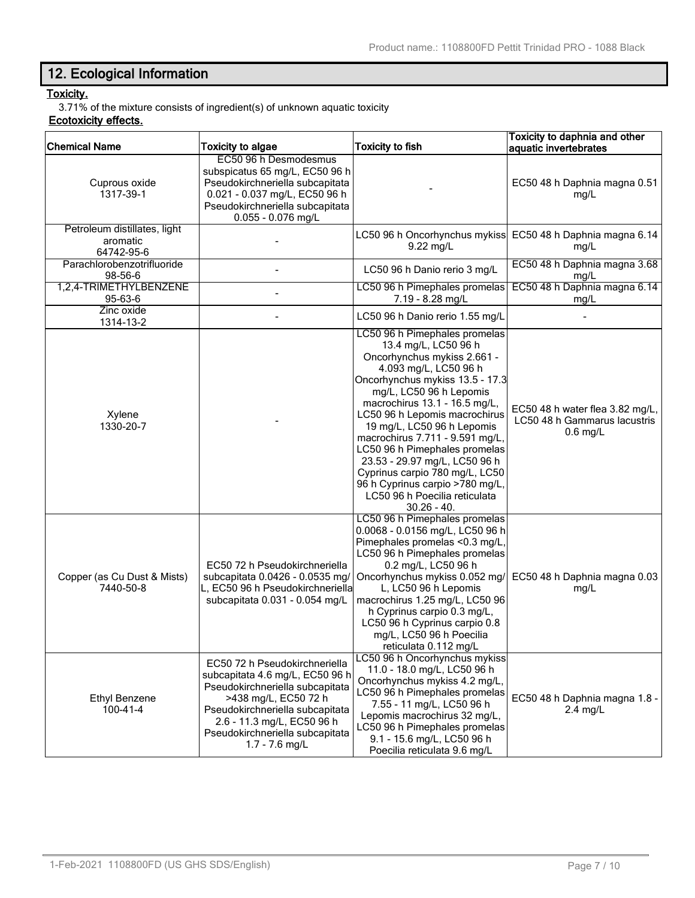## 12. Ecological Information

**Toxicity.**

3.71% of the mixture consists of ingredient(s) of unknown aquatic toxicity

**Ecotoxicity effects.**

| Chemical Name | Toxicity to algae | Toxicity to fish | Toxicity to daphnia and other aquatic invertebrates |
|---|---|---|---|
| Cuprous oxide 1317-39-1 | EC50 96 h Desmodesmus subspicatus 65 mg/L, EC50 96 h Pseudokirchneriella subcapitata 0.021 - 0.037 mg/L, EC50 96 h Pseudokirchneriella subcapitata 0.055 - 0.076 mg/L | - | EC50 48 h Daphnia magna 0.51 mg/L |
| Petroleum distillates, light aromatic 64742-95-6 | - | LC50 96 h Oncorhynchus mykiss 9.22 mg/L | EC50 48 h Daphnia magna 6.14 mg/L |
| Parachlorobenzotrifluoride 98-56-6 | - | LC50 96 h Danio rerio 3 mg/L | EC50 48 h Daphnia magna 3.68 mg/L |
| 1,2,4-TRIMETHYLBENZENE 95-63-6 | - | LC50 96 h Pimephales promelas 7.19 - 8.28 mg/L | EC50 48 h Daphnia magna 6.14 mg/L |
| Zinc oxide 1314-13-2 | - | LC50 96 h Danio rerio 1.55 mg/L | - |
| Xylene 1330-20-7 | - | LC50 96 h Pimephales promelas 13.4 mg/L, LC50 96 h Oncorhynchus mykiss 2.661 - 4.093 mg/L, LC50 96 h Oncorhynchus mykiss 13.5 - 17.3 mg/L, LC50 96 h Lepomis macrochirus 13.1 - 16.5 mg/L, LC50 96 h Lepomis macrochirus 19 mg/L, LC50 96 h Lepomis macrochirus 7.711 - 9.591 mg/L, LC50 96 h Pimephales promelas 23.53 - 29.97 mg/L, LC50 96 h Cyprinus carpio 780 mg/L, LC50 96 h Cyprinus carpio >780 mg/L, LC50 96 h Poecilia reticulata 30.26 - 40. | EC50 48 h water flea 3.82 mg/L, LC50 48 h Gammarus lacustris 0.6 mg/L |
| Copper (as Cu Dust & Mists) 7440-50-8 | EC50 72 h Pseudokirchneriella subcapitata 0.0426 - 0.0535 mg/L, EC50 96 h Pseudokirchneriella subcapitata 0.031 - 0.054 mg/L | LC50 96 h Pimephales promelas 0.0068 - 0.0156 mg/L, LC50 96 h Pimephales promelas <0.3 mg/L, LC50 96 h Pimephales promelas 0.2 mg/L, LC50 96 h Oncorhynchus mykiss 0.052 mg/L, LC50 96 h Lepomis macrochirus 1.25 mg/L, LC50 96 h Cyprinus carpio 0.3 mg/L, LC50 96 h Cyprinus carpio 0.8 mg/L, LC50 96 h Poecilia reticulata 0.112 mg/L | EC50 48 h Daphnia magna 0.03 mg/L |
| Ethyl Benzene 100-41-4 | EC50 72 h Pseudokirchneriella subcapitata 4.6 mg/L, EC50 96 h Pseudokirchneriella subcapitata >438 mg/L, EC50 72 h Pseudokirchneriella subcapitata 2.6 - 11.3 mg/L, EC50 96 h Pseudokirchneriella subcapitata 1.7 - 7.6 mg/L | LC50 96 h Oncorhynchus mykiss 11.0 - 18.0 mg/L, LC50 96 h Oncorhynchus mykiss 4.2 mg/L, LC50 96 h Pimephales promelas 7.55 - 11 mg/L, LC50 96 h Lepomis macrochirus 32 mg/L, LC50 96 h Pimephales promelas 9.1 - 15.6 mg/L, LC50 96 h Poecilia reticulata 9.6 mg/L | EC50 48 h Daphnia magna 1.8 - 2.4 mg/L |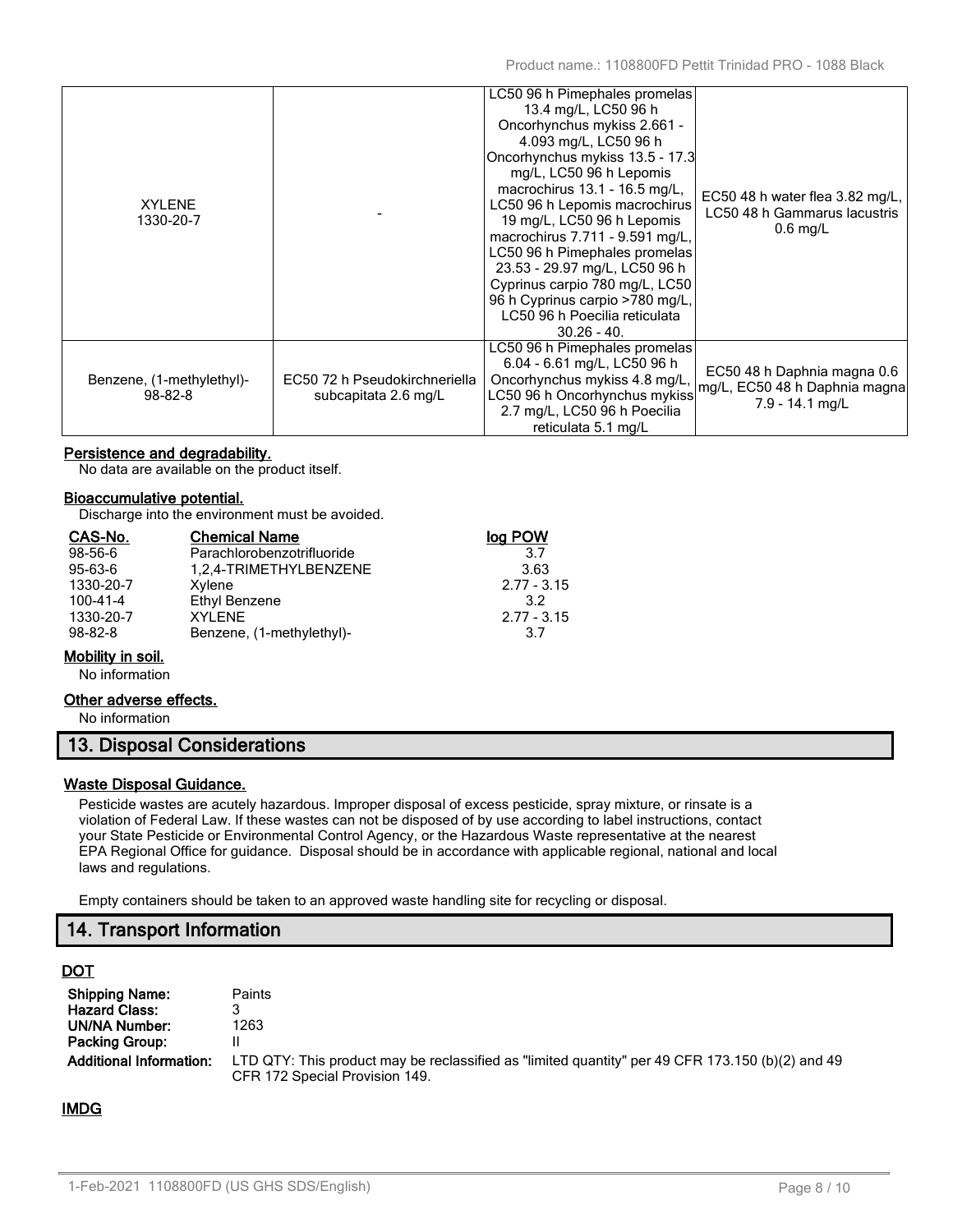| XYLENE 1330-20-7 | - | LC50 96 h Pimephales promelas 13.4 mg/L, LC50 96 h Oncorhynchus mykiss 2.661 - 4.093 mg/L, LC50 96 h Oncorhynchus mykiss 13.5 - 17.3 mg/L, LC50 96 h Lepomis macrochirus 13.1 - 16.5 mg/L, LC50 96 h Lepomis macrochirus 19 mg/L, LC50 96 h Lepomis macrochirus 7.711 - 9.591 mg/L, LC50 96 h Pimephales promelas 23.53 - 29.97 mg/L, LC50 96 h Cyprinus carpio 780 mg/L, LC50 96 h Cyprinus carpio >780 mg/L, LC50 96 h Poecilia reticulata 30.26 - 40. | EC50 48 h water flea 3.82 mg/L, LC50 48 h Gammarus lacustris 0.6 mg/L |
|---|---|---|---|
| Benzene, (1-methylethyl)- 98-82-8 | EC50 72 h Pseudokirchneriella subcapitata 2.6 mg/L | LC50 96 h Pimephales promelas 6.04 - 6.61 mg/L, LC50 96 h Oncorhynchus mykiss 4.8 mg/L, LC50 96 h Oncorhynchus mykiss 2.7 mg/L, LC50 96 h Poecilia reticulata 5.1 mg/L | EC50 48 h Daphnia magna 0.6 mg/L, EC50 48 h Daphnia magna 7.9 - 14.1 mg/L |

**Persistence and degradability.**

No data are available on the product itself.

**Bioaccumulative potential.**

Discharge into the environment must be avoided.

| CAS-No. | Chemical Name | log POW |
|---|---|---|
| 98-56-6 | Parachlorobenzotrifluoride | 3.7 |
| 95-63-6 | 1,2,4-TRIMETHYLBENZENE | 3.63 |
| 1330-20-7 | Xylene | 2.77 - 3.15 |
| 100-41-4 | Ethyl Benzene | 3.2 |
| 1330-20-7 | XYLENE | 2.77 - 3.15 |
| 98-82-8 | Benzene, (1-methylethyl)- | 3.7 |

**Mobility in soil.**

No information

**Other adverse effects.**

No information

## 13. Disposal Considerations

**Waste Disposal Guidance.**

Pesticide wastes are acutely hazardous. Improper disposal of excess pesticide, spray mixture, or rinsate is a violation of Federal Law. If these wastes can not be disposed of by use according to label instructions, contact your State Pesticide or Environmental Control Agency, or the Hazardous Waste representative at the nearest EPA Regional Office for guidance. Disposal should be in accordance with applicable regional, national and local laws and regulations.

Empty containers should be taken to an approved waste handling site for recycling or disposal.

## 14. Transport Information

**DOT**

**Shipping Name:** Paints
**Hazard Class:** 3
**UN/NA Number:** 1263
**Packing Group:** II
**Additional Information:** LTD QTY: This product may be reclassified as "limited quantity" per 49 CFR 173.150 (b)(2) and 49 CFR 172 Special Provision 149.

**IMDG**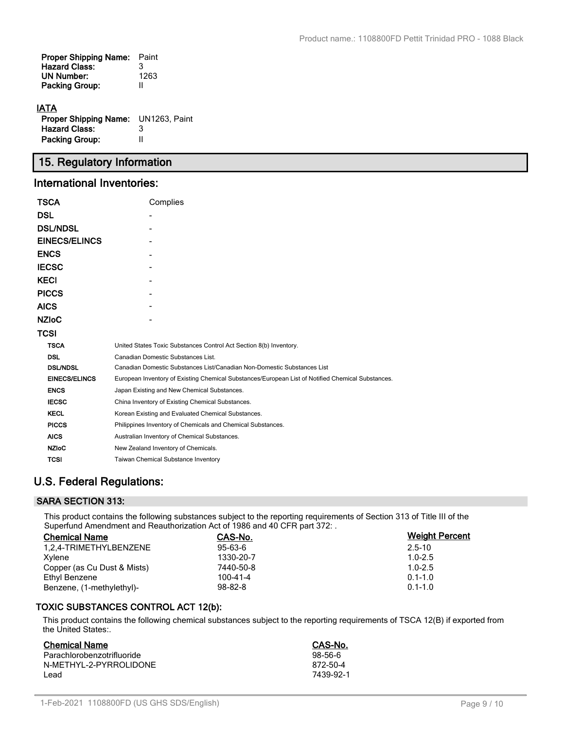**Proper Shipping Name:** Paint
**Hazard Class:** 3
**UN Number:** 1263
**Packing Group:** II

**IATA**

**Proper Shipping Name:** UN1263, Paint
**Hazard Class:** 3
**Packing Group:** II

## 15. Regulatory Information

### International Inventories:

| | |
|---|---|
| **TSCA** | Complies |
| **DSL** | - |
| **DSL/NDSL** | - |
| **EINECS/ELINCS** | - |
| **ENCS** | - |
| **IECSC** | - |
| **KECI** | - |
| **PICCS** | - |
| **AICS** | - |
| **NZIoC** | - |
| **TCSI** | |

| | |
|---|---|
| **TSCA** | United States Toxic Substances Control Act Section 8(b) Inventory. |
| **DSL** | Canadian Domestic Substances List. |
| **DSL/NDSL** | Canadian Domestic Substances List/Canadian Non-Domestic Substances List |
| **EINECS/ELINCS** | European Inventory of Existing Chemical Substances/European List of Notified Chemical Substances. |
| **ENCS** | Japan Existing and New Chemical Substances. |
| **IECSC** | China Inventory of Existing Chemical Substances. |
| **KECL** | Korean Existing and Evaluated Chemical Substances. |
| **PICCS** | Philippines Inventory of Chemicals and Chemical Substances. |
| **AICS** | Australian Inventory of Chemical Substances. |
| **NZIoC** | New Zealand Inventory of Chemicals. |
| **TCSI** | Taiwan Chemical Substance Inventory |

## U.S. Federal Regulations:

### SARA SECTION 313:

This product contains the following substances subject to the reporting requirements of Section 313 of Title III of the Superfund Amendment and Reauthorization Act of 1986 and 40 CFR part 372: .

| Chemical Name | CAS-No. | Weight Percent |
|---|---|---|
| 1,2,4-TRIMETHYLBENZENE | 95-63-6 | 2.5-10 |
| Xylene | 1330-20-7 | 1.0-2.5 |
| Copper (as Cu Dust & Mists) | 7440-50-8 | 1.0-2.5 |
| Ethyl Benzene | 100-41-4 | 0.1-1.0 |
| Benzene, (1-methylethyl)- | 98-82-8 | 0.1-1.0 |

### TOXIC SUBSTANCES CONTROL ACT 12(b):

This product contains the following chemical substances subject to the reporting requirements of TSCA 12(B) if exported from the United States:.

| Chemical Name | CAS-No. |
|---|---|
| Parachlorobenzotrifluoride | 98-56-6 |
| N-METHYL-2-PYRROLIDONE | 872-50-4 |
| Lead | 7439-92-1 |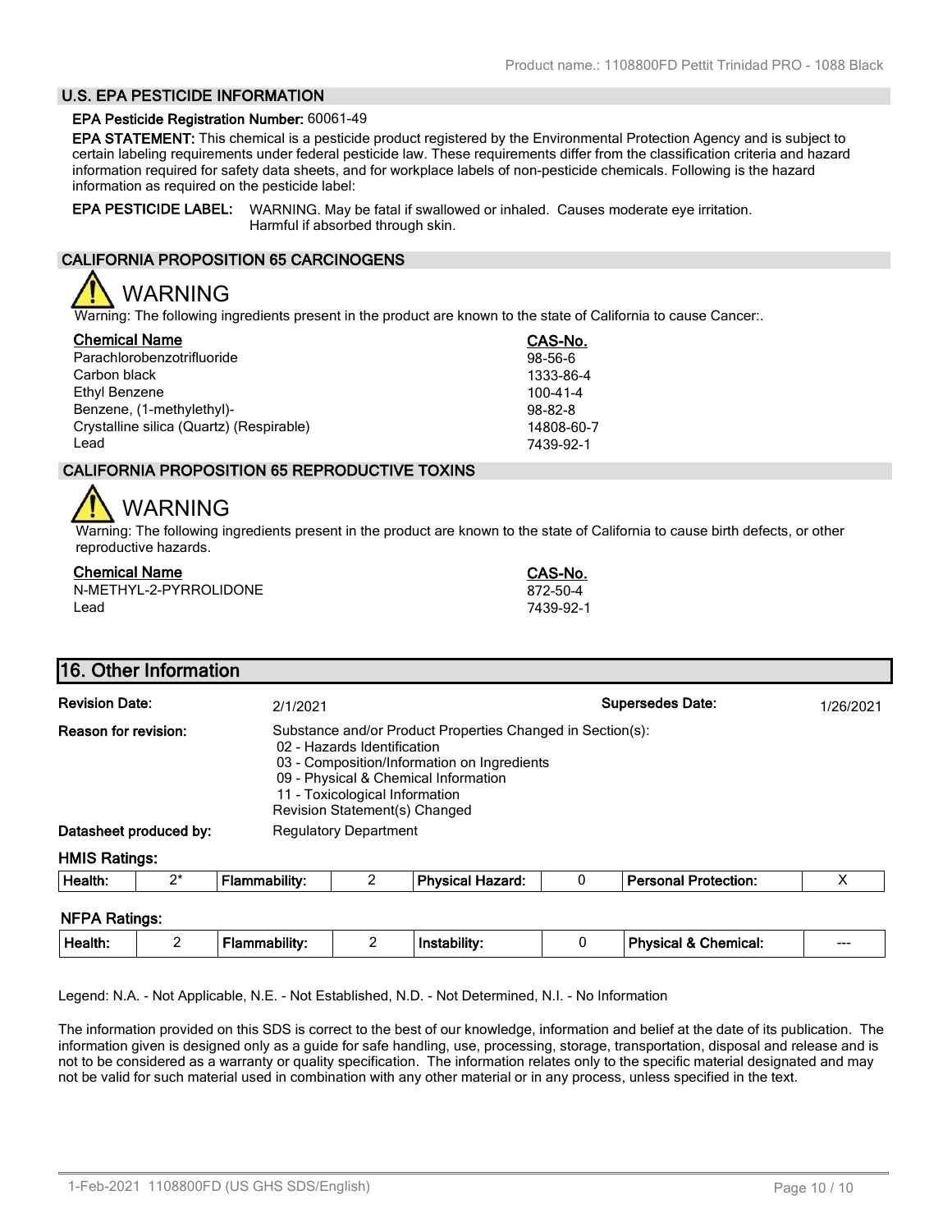## U.S. EPA PESTICIDE INFORMATION

**EPA Pesticide Registration Number:** 60061-49

**EPA STATEMENT:** This chemical is a pesticide product registered by the Environmental Protection Agency and is subject to certain labeling requirements under federal pesticide law. These requirements differ from the classification criteria and hazard information required for safety data sheets, and for workplace labels of non-pesticide chemicals. Following is the hazard information as required on the pesticide label:

**EPA PESTICIDE LABEL:** WARNING. May be fatal if swallowed or inhaled. Causes moderate eye irritation. Harmful if absorbed through skin.

## CALIFORNIA PROPOSITION 65 CARCINOGENS

WARNING

Warning: The following ingredients present in the product are known to the state of California to cause Cancer:.

| Chemical Name | CAS-No. |
|---|---|
| Parachlorobenzotrifluoride | 98-56-6 |
| Carbon black | 1333-86-4 |
| Ethyl Benzene | 100-41-4 |
| Benzene, (1-methylethyl)- | 98-82-8 |
| Crystalline silica (Quartz) (Respirable) | 14808-60-7 |
| Lead | 7439-92-1 |

## CALIFORNIA PROPOSITION 65 REPRODUCTIVE TOXINS

WARNING

Warning: The following ingredients present in the product are known to the state of California to cause birth defects, or other reproductive hazards.

| Chemical Name | CAS-No. |
|---|---|
| N-METHYL-2-PYRROLIDONE | 872-50-4 |
| Lead | 7439-92-1 |

# 16. Other Information

**Revision Date:** 2/1/2021

**Supersedes Date:** 1/26/2021

**Reason for revision:** Substance and/or Product Properties Changed in Section(s):
- 02 - Hazards Identification
- 03 - Composition/Information on Ingredients
- 09 - Physical & Chemical Information
- 11 - Toxicological Information

Revision Statement(s) Changed

**Datasheet produced by:** Regulatory Department

**HMIS Ratings:**

| | | | | | | | |
|---|---|---|---|---|---|---|---|
| **Health:** | 2* | **Flammability:** | 2 | **Physical Hazard:** | 0 | **Personal Protection:** | X |

**NFPA Ratings:**

| | | | | | | | |
|---|---|---|---|---|---|---|---|
| **Health:** | 2 | **Flammability:** | 2 | **Instability:** | 0 | **Physical & Chemical:** | --- |

Legend: N.A. - Not Applicable, N.E. - Not Established, N.D. - Not Determined, N.I. - No Information

The information provided on this SDS is correct to the best of our knowledge, information and belief at the date of its publication. The information given is designed only as a guide for safe handling, use, processing, storage, transportation, disposal and release and is not to be considered as a warranty or quality specification. The information relates only to the specific material designated and may not be valid for such material used in combination with any other material or in any process, unless specified in the text.